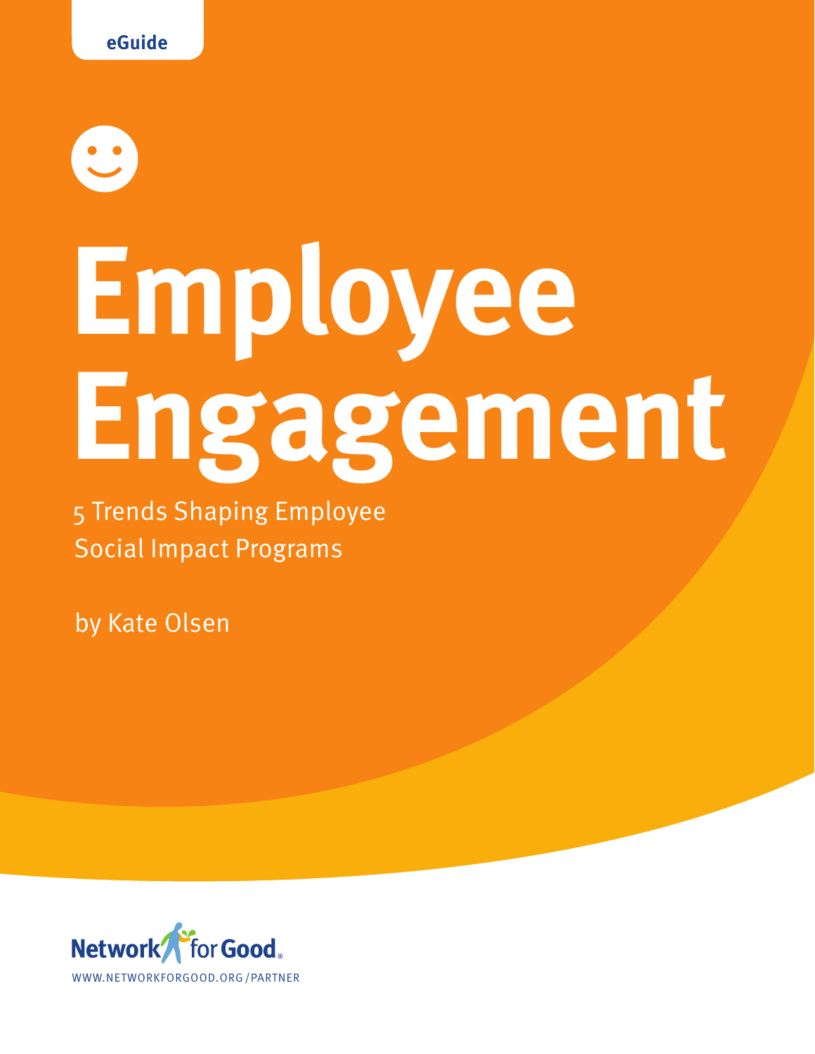eGuide

# Employee Engagement

5 Trends Shaping Employee Social Impact Programs

by Kate Olsen

Network for Good

WWW.NETWORKFORGOOD.ORG/PARTNER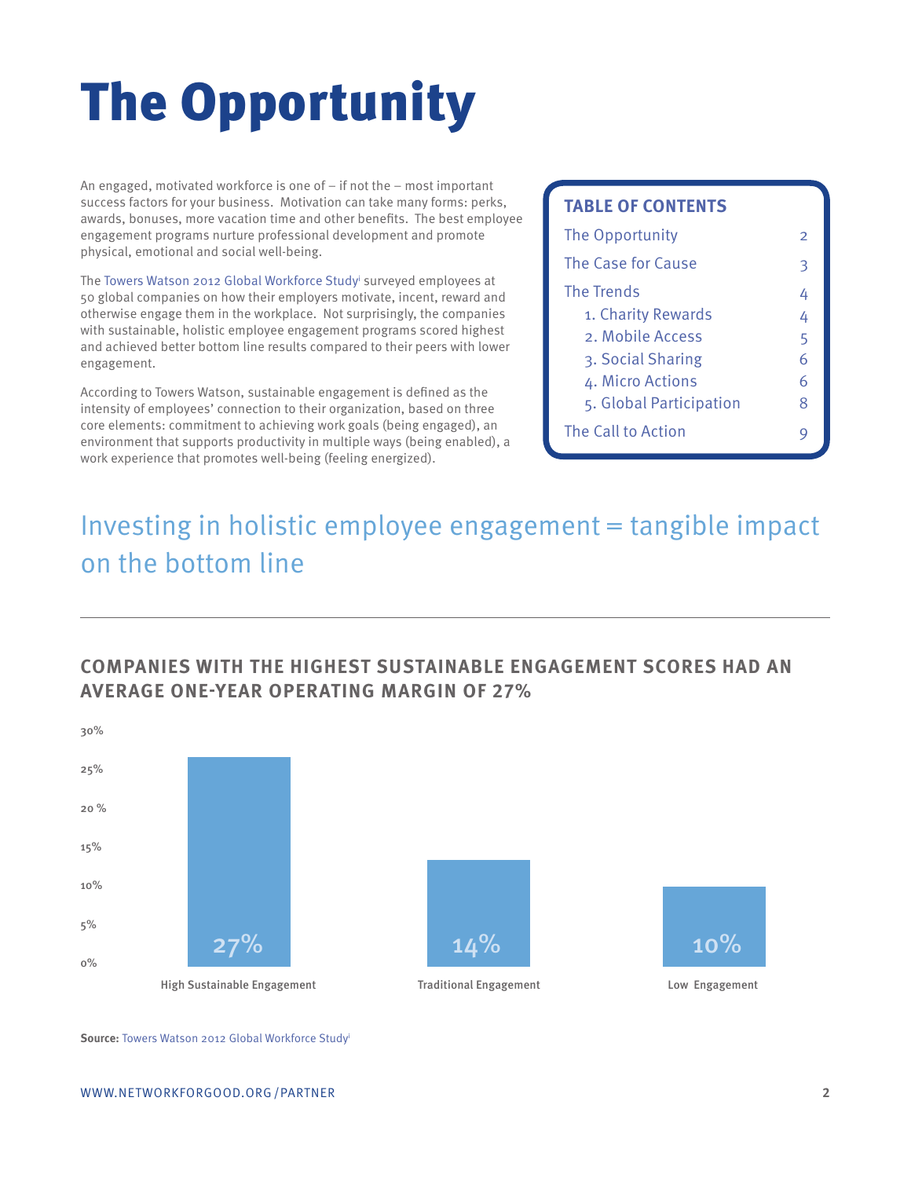# The Opportunity

An engaged, motivated workforce is one of – if not the – most important success factors for your business. Motivation can take many forms: perks, awards, bonuses, more vacation time and other benefits. The best employee engagement programs nurture professional development and promote physical, emotional and social well-being.

The Towers Watson 2012 Global Workforce Study[i] surveyed employees at 50 global companies on how their employers motivate, incent, reward and otherwise engage them in the workplace. Not surprisingly, the companies with sustainable, holistic employee engagement programs scored highest and achieved better bottom line results compared to their peers with lower engagement.

According to Towers Watson, sustainable engagement is defined as the intensity of employees' connection to their organization, based on three core elements: commitment to achieving work goals (being engaged), an environment that supports productivity in multiple ways (being enabled), a work experience that promotes well-being (feeling energized).

**TABLE OF CONTENTS**

| | |
|---|---|
| The Opportunity | 2 |
| The Case for Cause | 3 |
| The Trends | 4 |
| 1. Charity Rewards | 4 |
| 2. Mobile Access | 5 |
| 3. Social Sharing | 6 |
| 4. Micro Actions | 6 |
| 5. Global Participation | 8 |
| The Call to Action | 9 |

## Investing in holistic employee engagement = tangible impact on the bottom line

### COMPANIES WITH THE HIGHEST SUSTAINABLE ENGAGEMENT SCORES HAD AN AVERAGE ONE-YEAR OPERATING MARGIN OF 27%

| High Sustainable Engagement | Traditional Engagement | Low Engagement |
|---|---|---|
| 27% | 14% | 10% |

**Source:** Towers Watson 2012 Global Workforce Study[i]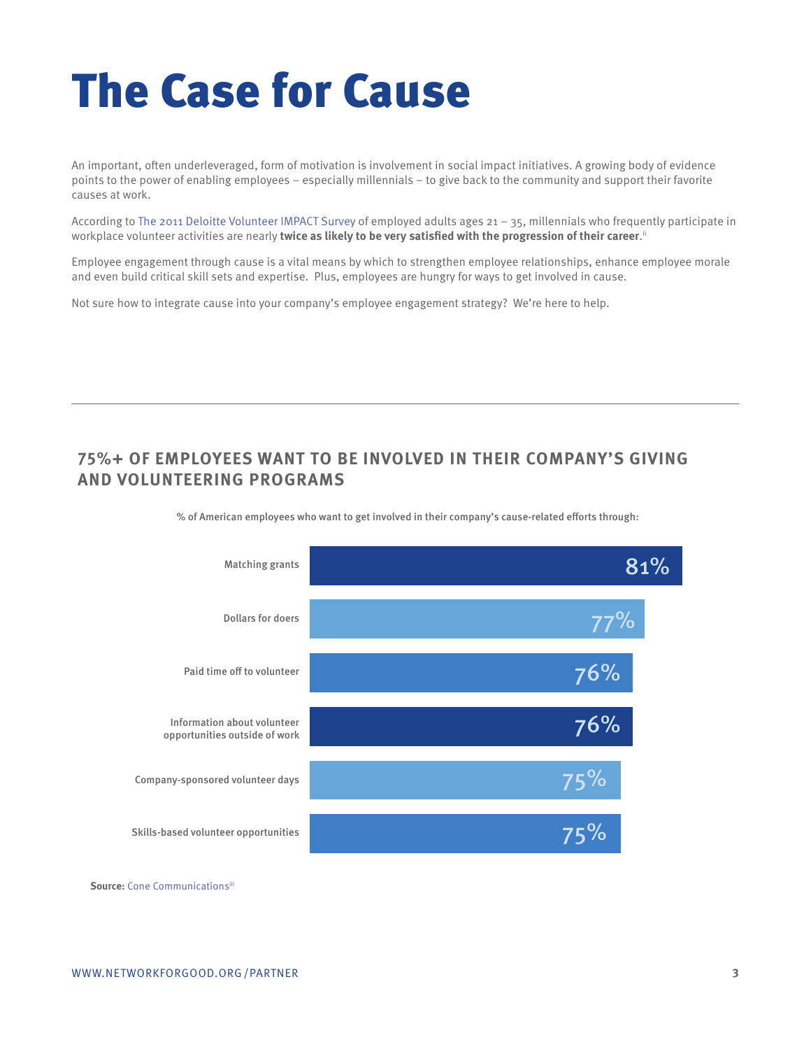# The Case for Cause

An important, often underleveraged, form of motivation is involvement in social impact initiatives. A growing body of evidence points to the power of enabling employees – especially millennials – to give back to the community and support their favorite causes at work.

According to The 2011 Deloitte Volunteer IMPACT Survey of employed adults ages 21 – 35, millennials who frequently participate in workplace volunteer activities are nearly **twice as likely to be very satisfied with the progression of their career**.[ii]

Employee engagement through cause is a vital means by which to strengthen employee relationships, enhance employee morale and even build critical skill sets and expertise. Plus, employees are hungry for ways to get involved in cause.

Not sure how to integrate cause into your company's employee engagement strategy? We're here to help.

## 75%+ OF EMPLOYEES WANT TO BE INVOLVED IN THEIR COMPANY'S GIVING AND VOLUNTEERING PROGRAMS

% of American employees who want to get involved in their company's cause-related efforts through:

| Method | % |
| --- | --- |
| Matching grants | 81% |
| Dollars for doers | 77% |
| Paid time off to volunteer | 76% |
| Information about volunteer opportunities outside of work | 76% |
| Company-sponsored volunteer days | 75% |
| Skills-based volunteer opportunities | 75% |

**Source:** Cone Communications[iii]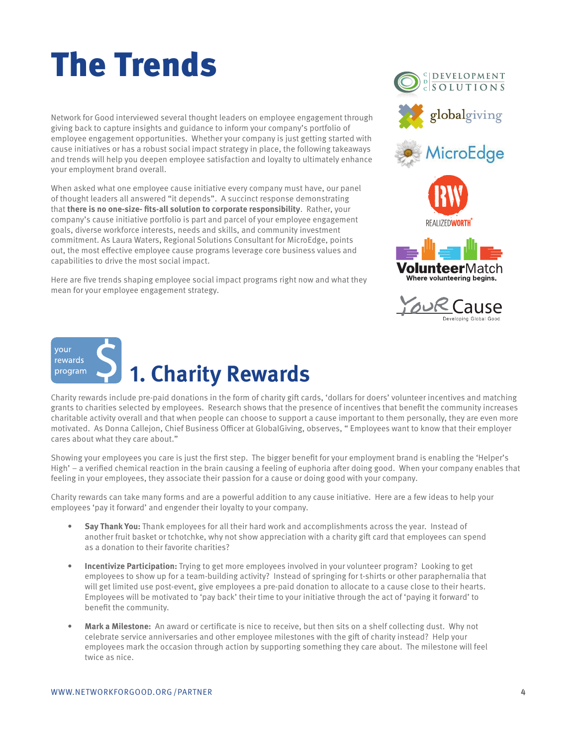# The Trends

Network for Good interviewed several thought leaders on employee engagement through giving back to capture insights and guidance to inform your company's portfolio of employee engagement opportunities. Whether your company is just getting started with cause initiatives or has a robust social impact strategy in place, the following takeaways and trends will help you deepen employee satisfaction and loyalty to ultimately enhance your employment brand overall.

When asked what one employee cause initiative every company must have, our panel of thought leaders all answered "it depends". A succinct response demonstrating that **there is no one-size- fits-all solution to corporate responsibility**. Rather, your company's cause initiative portfolio is part and parcel of your employee engagement goals, diverse workforce interests, needs and skills, and community investment commitment. As Laura Waters, Regional Solutions Consultant for MicroEdge, points out, the most effective employee cause programs leverage core business values and capabilities to drive the most social impact.

Here are five trends shaping employee social impact programs right now and what they mean for your employee engagement strategy.

## 1. Charity Rewards

Charity rewards include pre-paid donations in the form of charity gift cards, 'dollars for doers' volunteer incentives and matching grants to charities selected by employees. Research shows that the presence of incentives that benefit the community increases charitable activity overall and that when people can choose to support a cause important to them personally, they are even more motivated. As Donna Callejon, Chief Business Officer at GlobalGiving, observes, " Employees want to know that their employer cares about what they care about."

Showing your employees you care is just the first step. The bigger benefit for your employment brand is enabling the 'Helper's High' – a verified chemical reaction in the brain causing a feeling of euphoria after doing good. When your company enables that feeling in your employees, they associate their passion for a cause or doing good with your company.

Charity rewards can take many forms and are a powerful addition to any cause initiative. Here are a few ideas to help your employees 'pay it forward' and engender their loyalty to your company.

- **Say Thank You:** Thank employees for all their hard work and accomplishments across the year. Instead of another fruit basket or tchotchke, why not show appreciation with a charity gift card that employees can spend as a donation to their favorite charities?
- **Incentivize Participation:** Trying to get more employees involved in your volunteer program? Looking to get employees to show up for a team-building activity? Instead of springing for t-shirts or other paraphernalia that will get limited use post-event, give employees a pre-paid donation to allocate to a cause close to their hearts. Employees will be motivated to 'pay back' their time to your initiative through the act of 'paying it forward' to benefit the community.
- **Mark a Milestone:** An award or certificate is nice to receive, but then sits on a shelf collecting dust. Why not celebrate service anniversaries and other employee milestones with the gift of charity instead? Help your employees mark the occasion through action by supporting something they care about. The milestone will feel twice as nice.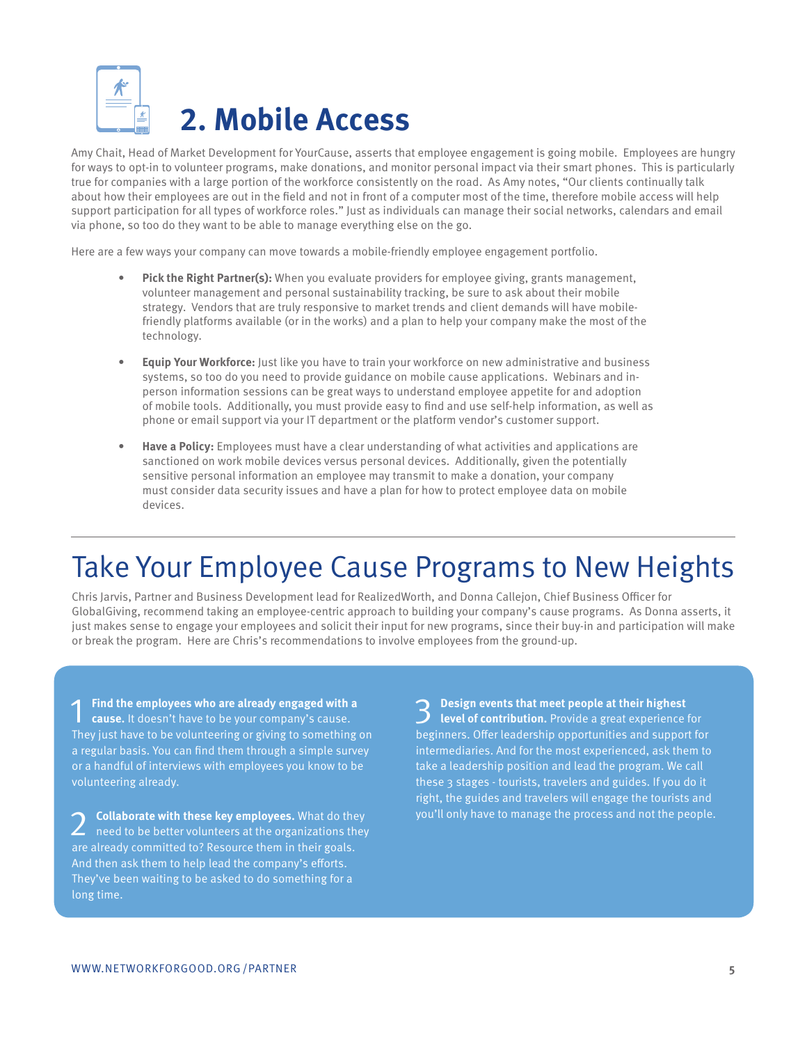# 2. Mobile Access

Amy Chait, Head of Market Development for YourCause, asserts that employee engagement is going mobile. Employees are hungry for ways to opt-in to volunteer programs, make donations, and monitor personal impact via their smart phones. This is particularly true for companies with a large portion of the workforce consistently on the road. As Amy notes, "Our clients continually talk about how their employees are out in the field and not in front of a computer most of the time, therefore mobile access will help support participation for all types of workforce roles." Just as individuals can manage their social networks, calendars and email via phone, so too do they want to be able to manage everything else on the go.

Here are a few ways your company can move towards a mobile-friendly employee engagement portfolio.

- **Pick the Right Partner(s):** When you evaluate providers for employee giving, grants management, volunteer management and personal sustainability tracking, be sure to ask about their mobile strategy. Vendors that are truly responsive to market trends and client demands will have mobile-friendly platforms available (or in the works) and a plan to help your company make the most of the technology.

- **Equip Your Workforce:** Just like you have to train your workforce on new administrative and business systems, so too do you need to provide guidance on mobile cause applications. Webinars and in-person information sessions can be great ways to understand employee appetite for and adoption of mobile tools. Additionally, you must provide easy to find and use self-help information, as well as phone or email support via your IT department or the platform vendor's customer support.

- **Have a Policy:** Employees must have a clear understanding of what activities and applications are sanctioned on work mobile devices versus personal devices. Additionally, given the potentially sensitive personal information an employee may transmit to make a donation, your company must consider data security issues and have a plan for how to protect employee data on mobile devices.

---

# Take Your Employee Cause Programs to New Heights

Chris Jarvis, Partner and Business Development lead for RealizedWorth, and Donna Callejon, Chief Business Officer for GlobalGiving, recommend taking an employee-centric approach to building your company's cause programs. As Donna asserts, it just makes sense to engage your employees and solicit their input for new programs, since their buy-in and participation will make or break the program. Here are Chris's recommendations to involve employees from the ground-up.

1. **Find the employees who are already engaged with a cause.** It doesn't have to be your company's cause. They just have to be volunteering or giving to something on a regular basis. You can find them through a simple survey or a handful of interviews with employees you know to be volunteering already.

2. **Collaborate with these key employees.** What do they need to be better volunteers at the organizations they are already committed to? Resource them in their goals. And then ask them to help lead the company's efforts. They've been waiting to be asked to do something for a long time.

3. **Design events that meet people at their highest level of contribution.** Provide a great experience for beginners. Offer leadership opportunities and support for intermediaries. And for the most experienced, ask them to take a leadership position and lead the program. We call these 3 stages - tourists, travelers and guides. If you do it right, the guides and travelers will engage the tourists and you'll only have to manage the process and not the people.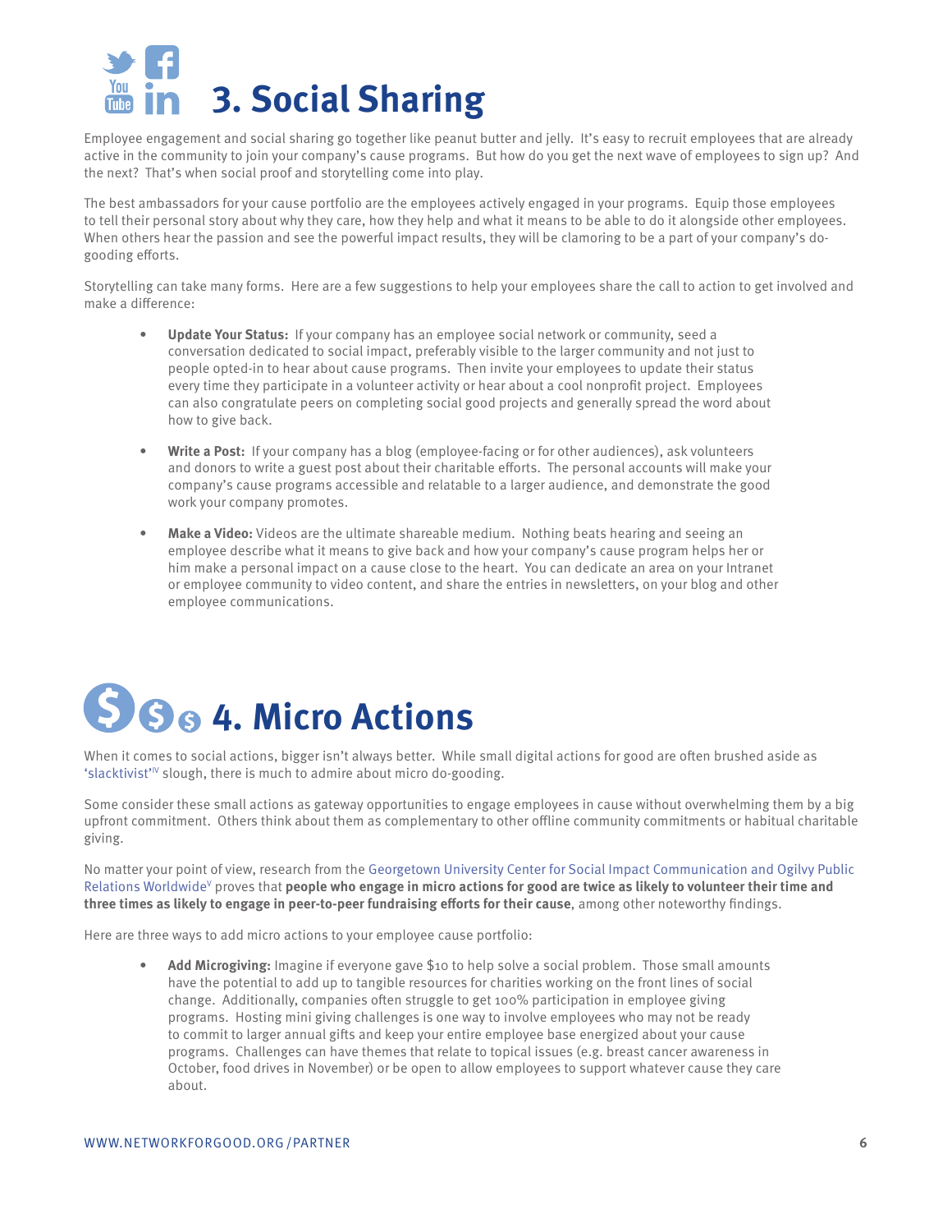# 3. Social Sharing

Employee engagement and social sharing go together like peanut butter and jelly. It's easy to recruit employees that are already active in the community to join your company's cause programs. But how do you get the next wave of employees to sign up? And the next? That's when social proof and storytelling come into play.

The best ambassadors for your cause portfolio are the employees actively engaged in your programs. Equip those employees to tell their personal story about why they care, how they help and what it means to be able to do it alongside other employees. When others hear the passion and see the powerful impact results, they will be clamoring to be a part of your company's do-gooding efforts.

Storytelling can take many forms. Here are a few suggestions to help your employees share the call to action to get involved and make a difference:

- **Update Your Status:** If your company has an employee social network or community, seed a conversation dedicated to social impact, preferably visible to the larger community and not just to people opted-in to hear about cause programs. Then invite your employees to update their status every time they participate in a volunteer activity or hear about a cool nonprofit project. Employees can also congratulate peers on completing social good projects and generally spread the word about how to give back.

- **Write a Post:** If your company has a blog (employee-facing or for other audiences), ask volunteers and donors to write a guest post about their charitable efforts. The personal accounts will make your company's cause programs accessible and relatable to a larger audience, and demonstrate the good work your company promotes.

- **Make a Video:** Videos are the ultimate shareable medium. Nothing beats hearing and seeing an employee describe what it means to give back and how your company's cause program helps her or him make a personal impact on a cause close to the heart. You can dedicate an area on your Intranet or employee community to video content, and share the entries in newsletters, on your blog and other employee communications.

# 4. Micro Actions

When it comes to social actions, bigger isn't always better. While small digital actions for good are often brushed aside as 'slacktivist'[IV] slough, there is much to admire about micro do-gooding.

Some consider these small actions as gateway opportunities to engage employees in cause without overwhelming them by a big upfront commitment. Others think about them as complementary to other offline community commitments or habitual charitable giving.

No matter your point of view, research from the Georgetown University Center for Social Impact Communication and Ogilvy Public Relations Worldwide[V] proves that **people who engage in micro actions for good are twice as likely to volunteer their time and three times as likely to engage in peer-to-peer fundraising efforts for their cause**, among other noteworthy findings.

Here are three ways to add micro actions to your employee cause portfolio:

- **Add Microgiving:** Imagine if everyone gave $10 to help solve a social problem. Those small amounts have the potential to add up to tangible resources for charities working on the front lines of social change. Additionally, companies often struggle to get 100% participation in employee giving programs. Hosting mini giving challenges is one way to involve employees who may not be ready to commit to larger annual gifts and keep your entire employee base energized about your cause programs. Challenges can have themes that relate to topical issues (e.g. breast cancer awareness in October, food drives in November) or be open to allow employees to support whatever cause they care about.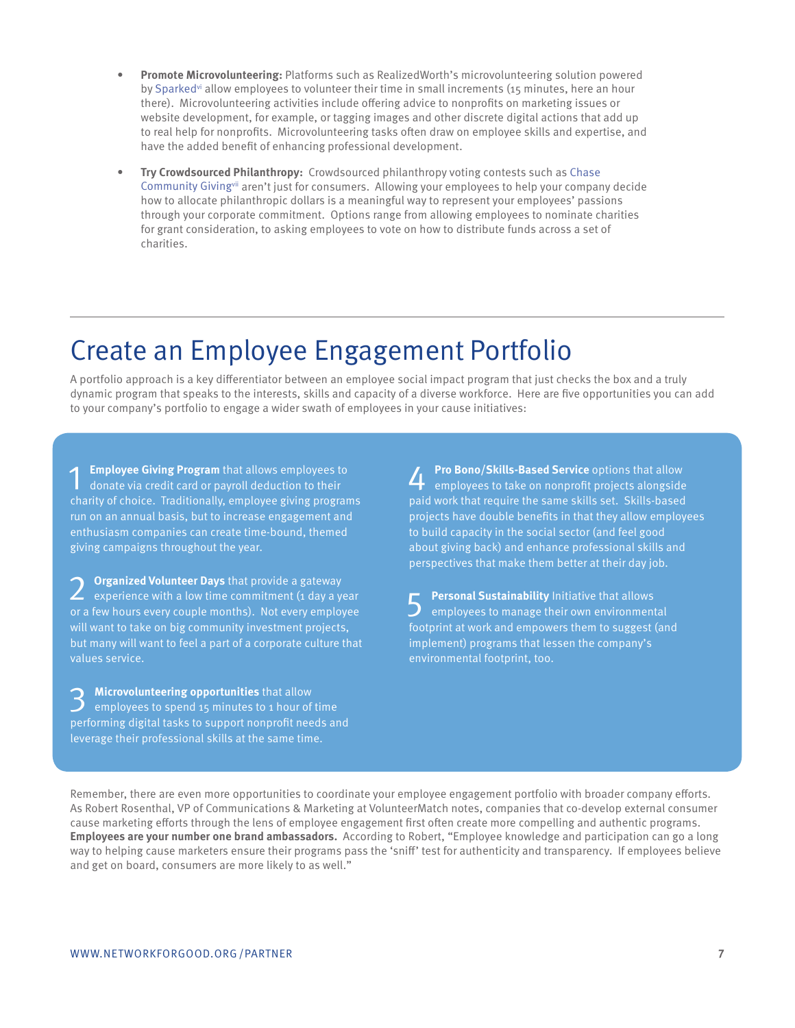- **Promote Microvolunteering:** Platforms such as RealizedWorth's microvolunteering solution powered by Sparked[vi] allow employees to volunteer their time in small increments (15 minutes, here an hour there). Microvolunteering activities include offering advice to nonprofits on marketing issues or website development, for example, or tagging images and other discrete digital actions that add up to real help for nonprofits. Microvolunteering tasks often draw on employee skills and expertise, and have the added benefit of enhancing professional development.

- **Try Crowdsourced Philanthropy:** Crowdsourced philanthropy voting contests such as Chase Community Giving[vii] aren't just for consumers. Allowing your employees to help your company decide how to allocate philanthropic dollars is a meaningful way to represent your employees' passions through your corporate commitment. Options range from allowing employees to nominate charities for grant consideration, to asking employees to vote on how to distribute funds across a set of charities.

# Create an Employee Engagement Portfolio

A portfolio approach is a key differentiator between an employee social impact program that just checks the box and a truly dynamic program that speaks to the interests, skills and capacity of a diverse workforce. Here are five opportunities you can add to your company's portfolio to engage a wider swath of employees in your cause initiatives:

1. **Employee Giving Program** that allows employees to donate via credit card or payroll deduction to their charity of choice. Traditionally, employee giving programs run on an annual basis, but to increase engagement and enthusiasm companies can create time-bound, themed giving campaigns throughout the year.

2. **Organized Volunteer Days** that provide a gateway experience with a low time commitment (1 day a year or a few hours every couple months). Not every employee will want to take on big community investment projects, but many will want to feel a part of a corporate culture that values service.

3. **Microvolunteering opportunities** that allow employees to spend 15 minutes to 1 hour of time performing digital tasks to support nonprofit needs and leverage their professional skills at the same time.

4. **Pro Bono/Skills-Based Service** options that allow employees to take on nonprofit projects alongside paid work that require the same skills set. Skills-based projects have double benefits in that they allow employees to build capacity in the social sector (and feel good about giving back) and enhance professional skills and perspectives that make them better at their day job.

5. **Personal Sustainability** Initiative that allows employees to manage their own environmental footprint at work and empowers them to suggest (and implement) programs that lessen the company's environmental footprint, too.

Remember, there are even more opportunities to coordinate your employee engagement portfolio with broader company efforts. As Robert Rosenthal, VP of Communications & Marketing at VolunteerMatch notes, companies that co-develop external consumer cause marketing efforts through the lens of employee engagement first often create more compelling and authentic programs. **Employees are your number one brand ambassadors.** According to Robert, "Employee knowledge and participation can go a long way to helping cause marketers ensure their programs pass the 'sniff' test for authenticity and transparency. If employees believe and get on board, consumers are more likely to as well."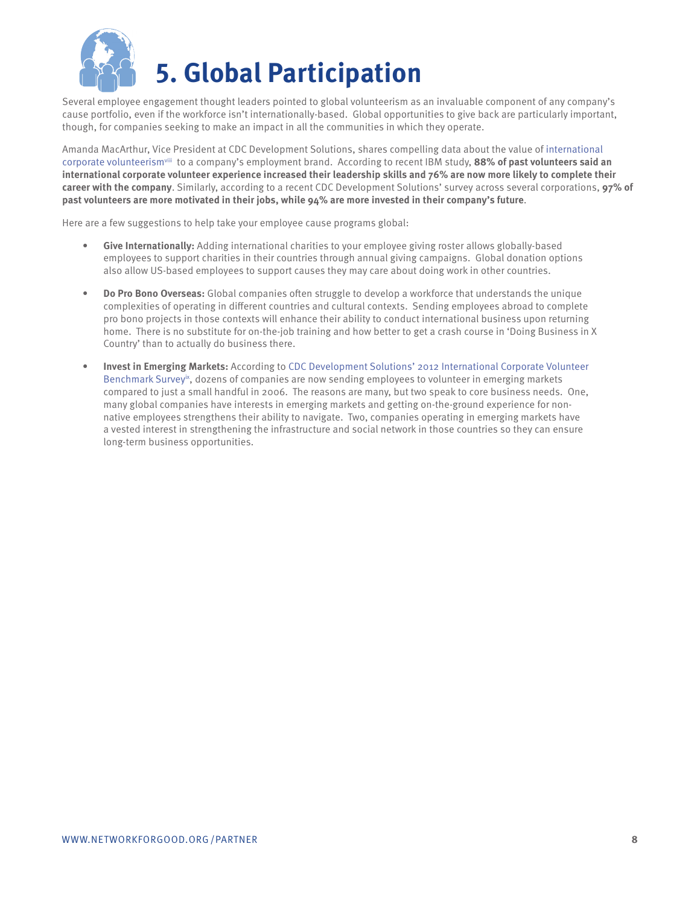# 5. Global Participation

Several employee engagement thought leaders pointed to global volunteerism as an invaluable component of any company's cause portfolio, even if the workforce isn't internationally-based. Global opportunities to give back are particularly important, though, for companies seeking to make an impact in all the communities in which they operate.

Amanda MacArthur, Vice President at CDC Development Solutions, shares compelling data about the value of international corporate volunteerism[viii] to a company's employment brand. According to recent IBM study, **88% of past volunteers said an international corporate volunteer experience increased their leadership skills and 76% are now more likely to complete their career with the company**. Similarly, according to a recent CDC Development Solutions' survey across several corporations, **97% of past volunteers are more motivated in their jobs, while 94% are more invested in their company's future**.

Here are a few suggestions to help take your employee cause programs global:

- **Give Internationally:** Adding international charities to your employee giving roster allows globally-based employees to support charities in their countries through annual giving campaigns. Global donation options also allow US-based employees to support causes they may care about doing work in other countries.
- **Do Pro Bono Overseas:** Global companies often struggle to develop a workforce that understands the unique complexities of operating in different countries and cultural contexts. Sending employees abroad to complete pro bono projects in those contexts will enhance their ability to conduct international business upon returning home. There is no substitute for on-the-job training and how better to get a crash course in 'Doing Business in X Country' than to actually do business there.
- **Invest in Emerging Markets:** According to CDC Development Solutions' 2012 International Corporate Volunteer Benchmark Survey[ix], dozens of companies are now sending employees to volunteer in emerging markets compared to just a small handful in 2006. The reasons are many, but two speak to core business needs. One, many global companies have interests in emerging markets and getting on-the-ground experience for non-native employees strengthens their ability to navigate. Two, companies operating in emerging markets have a vested interest in strengthening the infrastructure and social network in those countries so they can ensure long-term business opportunities.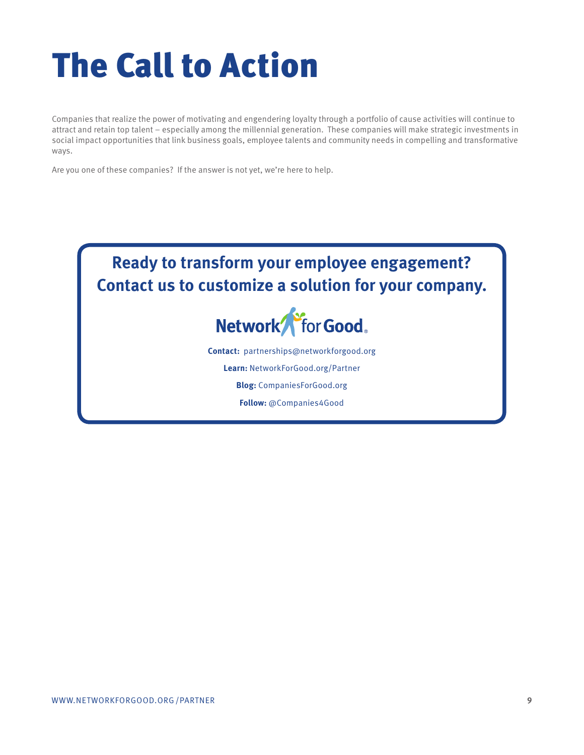# The Call to Action

Companies that realize the power of motivating and engendering loyalty through a portfolio of cause activities will continue to attract and retain top talent – especially among the millennial generation. These companies will make strategic investments in social impact opportunities that link business goals, employee talents and community needs in compelling and transformative ways.

Are you one of these companies? If the answer is not yet, we're here to help.

## Ready to transform your employee engagement? Contact us to customize a solution for your company.

Network for Good

**Contact:** partnerships@networkforgood.org

**Learn:** NetworkForGood.org/Partner

**Blog:** CompaniesForGood.org

**Follow:** @Companies4Good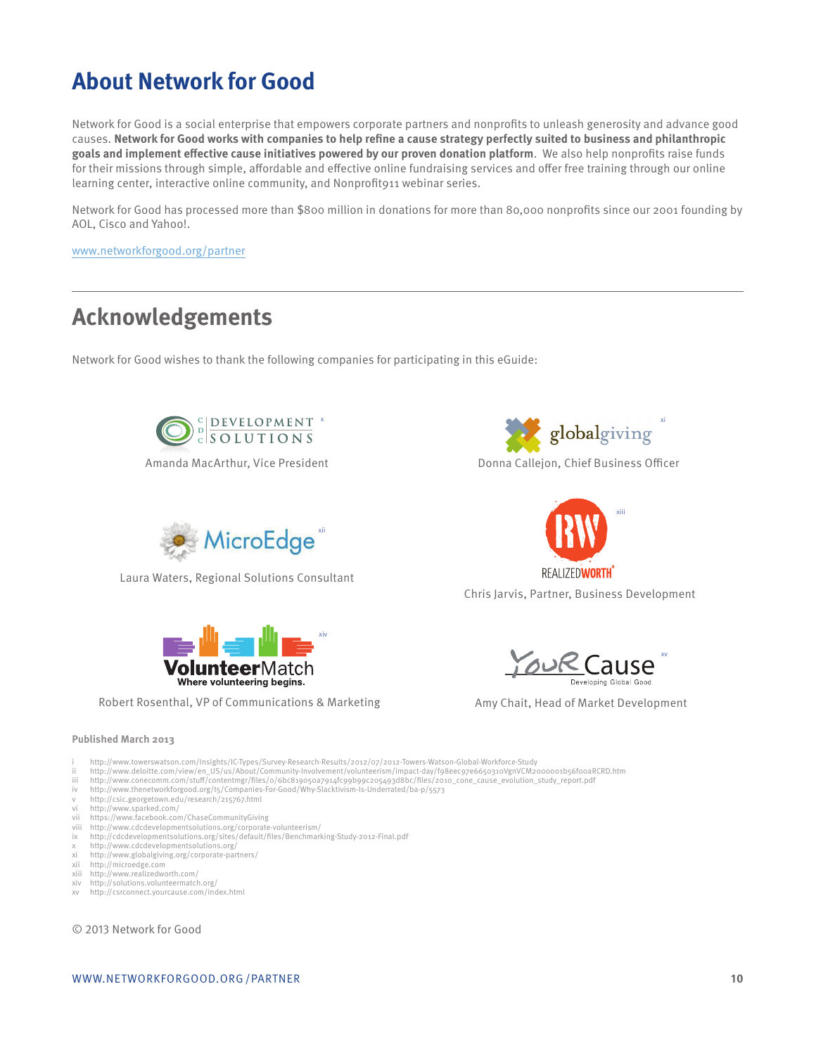## About Network for Good

Network for Good is a social enterprise that empowers corporate partners and nonprofits to unleash generosity and advance good causes. **Network for Good works with companies to help refine a cause strategy perfectly suited to business and philanthropic goals and implement effective cause initiatives powered by our proven donation platform**. We also help nonprofits raise funds for their missions through simple, affordable and effective online fundraising services and offer free training through our online learning center, interactive online community, and Nonprofit911 webinar series.

Network for Good has processed more than $800 million in donations for more than 80,000 nonprofits since our 2001 founding by AOL, Cisco and Yahoo!.

www.networkforgood.org/partner

---

## Acknowledgements

Network for Good wishes to thank the following companies for participating in this eGuide:

CDC Development Solutions [x]
Amanda MacArthur, Vice President

globalgiving [xi]
Donna Callejon, Chief Business Officer

MicroEdge [xii]
Laura Waters, Regional Solutions Consultant

RW Realized Worth [xiii]
Chris Jarvis, Partner, Business Development

VolunteerMatch — Where volunteering begins. [xiv]
Robert Rosenthal, VP of Communications & Marketing

YourCause — Developing Global Good [xv]
Amy Chait, Head of Market Development

**Published March 2013**

i http://www.towerswatson.com/Insights/IC-Types/Survey-Research-Results/2012/07/2012-Towers-Watson-Global-Workforce-Study
ii http://www.deloitte.com/view/en_US/us/About/Community-Involvement/volunteerism/impact-day/f98eec97e6650310VgnVCM2000001b56f00aRCRD.htm
iii http://www.conecomm.com/stuff/contentmgr/files/0/6bc819050a7914fc99b99c205493d8bc/files/2010_cone_cause_evolution_study_report.pdf
iv http://www.thenetworkforgood.org/t5/Companies-For-Good/Why-Slacktivism-Is-Underrated/ba-p/5573
v http://csic.georgetown.edu/research/215767.html
vi http://www.sparked.com/
vii https://www.facebook.com/ChaseCommunityGiving
viii http://www.cdcdevelopmentsolutions.org/corporate-volunteerism/
ix http://cdcdevelopmentsolutions.org/sites/default/files/Benchmarking-Study-2012-Final.pdf
x http://www.cdcdevelopmentsolutions.org/
xi http://www.globalgiving.org/corporate-partners/
xii http://microedge.com
xiii http://www.realizedworth.com/
xiv http://solutions.volunteermatch.org/
xv http://csrconnect.yourcause.com/index.html

© 2013 Network for Good